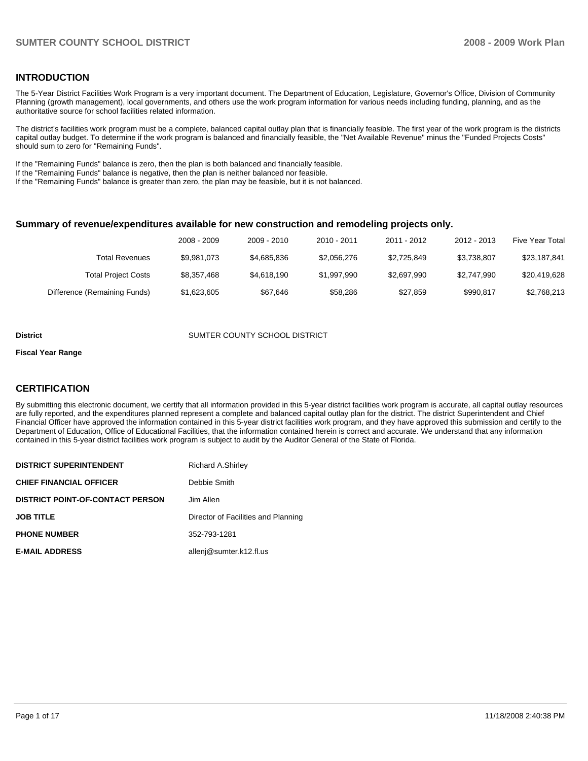## INTRODUCTION

The 5-Year District Facilities Work Program is a very important document. The Department of Education, Legislature, Governor's Office, Division of Community Planning (growth management), local governments, and others use the work program information for various needs including funding, planning, and as the authoritative source for school facilities related information.

The district's facilities work program must be a complete, balanced capital outlay plan that is financially feasible. The first year of the work program is the districts capital outlay budget. To determine if the work program is balanced and financially feasible, the "Net Available Revenue" minus the "Funded Projects Costs" should sum to zero for "Remaining Funds".

If the "Remaining Funds" balance is zero, then the plan is both balanced and financially feasible.
If the "Remaining Funds" balance is negative, then the plan is neither balanced nor feasible.
If the "Remaining Funds" balance is greater than zero, the plan may be feasible, but it is not balanced.

### Summary of revenue/expenditures available for new construction and remodeling projects only.

| | 2008 - 2009 | 2009 - 2010 | 2010 - 2011 | 2011 - 2012 | 2012 - 2013 | Five Year Total |
|---|---|---|---|---|---|---|
| Total Revenues | $9,981,073 | $4,685,836 | $2,056,276 | $2,725,849 | $3,738,807 | $23,187,841 |
| Total Project Costs | $8,357,468 | $4,618,190 | $1,997,990 | $2,697,990 | $2,747,990 | $20,419,628 |
| Difference (Remaining Funds) | $1,623,605 | $67,646 | $58,286 | $27,859 | $990,817 | $2,768,213 |

**District** SUMTER COUNTY SCHOOL DISTRICT

**Fiscal Year Range**

## CERTIFICATION

By submitting this electronic document, we certify that all information provided in this 5-year district facilities work program is accurate, all capital outlay resources are fully reported, and the expenditures planned represent a complete and balanced capital outlay plan for the district. The district Superintendent and Chief Financial Officer have approved the information contained in this 5-year district facilities work program, and they have approved this submission and certify to the Department of Education, Office of Educational Facilities, that the information contained herein is correct and accurate. We understand that any information contained in this 5-year district facilities work program is subject to audit by the Auditor General of the State of Florida.

| | |
|---|---|
| **DISTRICT SUPERINTENDENT** | Richard A.Shirley |
| **CHIEF FINANCIAL OFFICER** | Debbie Smith |
| **DISTRICT POINT-OF-CONTACT PERSON** | Jim Allen |
| **JOB TITLE** | Director of Facilities and Planning |
| **PHONE NUMBER** | 352-793-1281 |
| **E-MAIL ADDRESS** | allenj@sumter.k12.fl.us |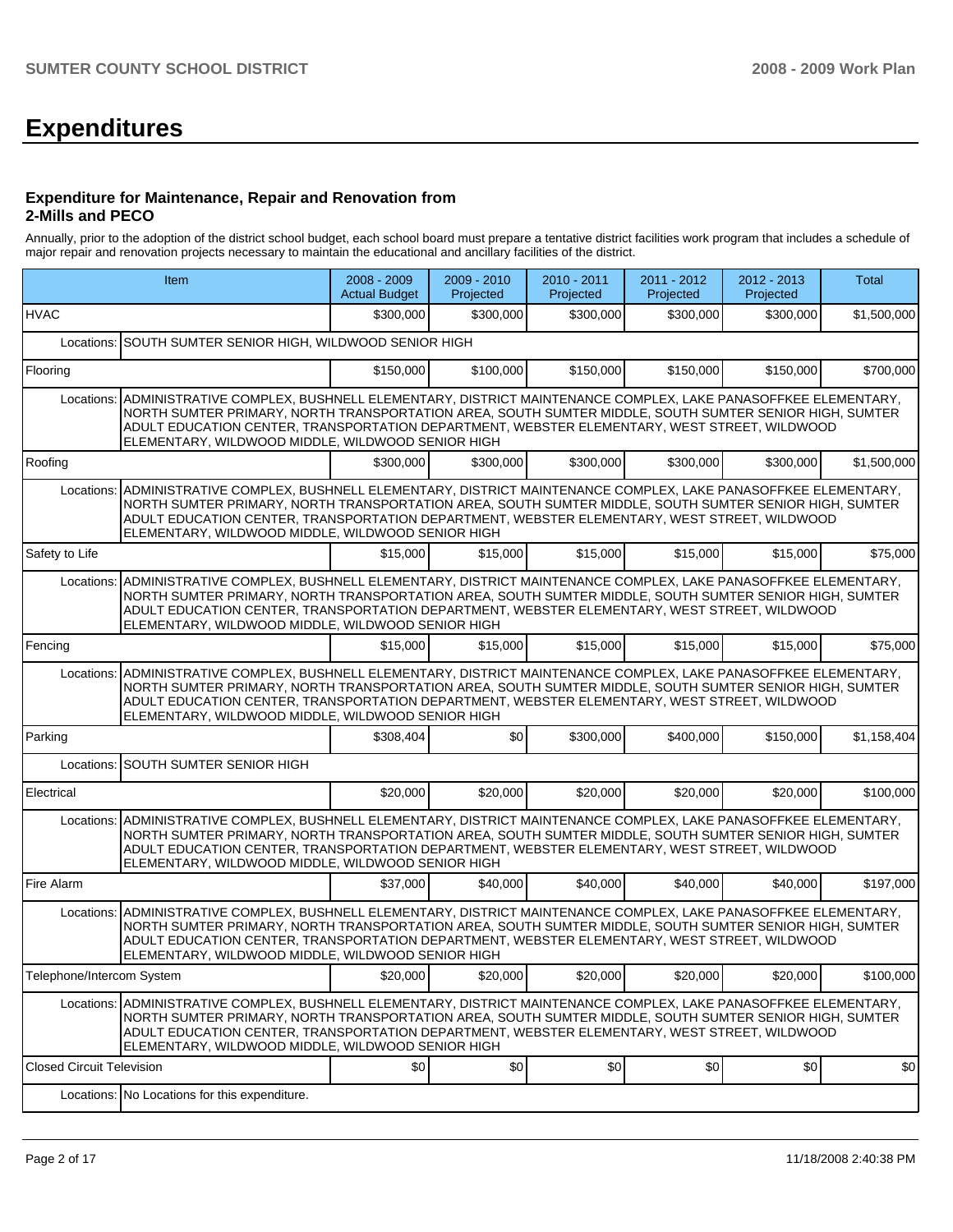# Expenditures

### Expenditure for Maintenance, Repair and Renovation from 2-Mills and PECO

Annually, prior to the adoption of the district school budget, each school board must prepare a tentative district facilities work program that includes a schedule of major repair and renovation projects necessary to maintain the educational and ancillary facilities of the district.

| Item | | 2008 - 2009 Actual Budget | 2009 - 2010 Projected | 2010 - 2011 Projected | 2011 - 2012 Projected | 2012 - 2013 Projected | Total |
|---|---|---|---|---|---|---|---|
| HVAC | | $300,000 | $300,000 | $300,000 | $300,000 | $300,000 | $1,500,000 |
| Locations: | SOUTH SUMTER SENIOR HIGH, WILDWOOD SENIOR HIGH | | | | | | |
| Flooring | | $150,000 | $100,000 | $150,000 | $150,000 | $150,000 | $700,000 |
| Locations: | ADMINISTRATIVE COMPLEX, BUSHNELL ELEMENTARY, DISTRICT MAINTENANCE COMPLEX, LAKE PANASOFFKEE ELEMENTARY, NORTH SUMTER PRIMARY, NORTH TRANSPORTATION AREA, SOUTH SUMTER MIDDLE, SOUTH SUMTER SENIOR HIGH, SUMTER ADULT EDUCATION CENTER, TRANSPORTATION DEPARTMENT, WEBSTER ELEMENTARY, WEST STREET, WILDWOOD ELEMENTARY, WILDWOOD MIDDLE, WILDWOOD SENIOR HIGH | | | | | | |
| Roofing | | $300,000 | $300,000 | $300,000 | $300,000 | $300,000 | $1,500,000 |
| Locations: | ADMINISTRATIVE COMPLEX, BUSHNELL ELEMENTARY, DISTRICT MAINTENANCE COMPLEX, LAKE PANASOFFKEE ELEMENTARY, NORTH SUMTER PRIMARY, NORTH TRANSPORTATION AREA, SOUTH SUMTER MIDDLE, SOUTH SUMTER SENIOR HIGH, SUMTER ADULT EDUCATION CENTER, TRANSPORTATION DEPARTMENT, WEBSTER ELEMENTARY, WEST STREET, WILDWOOD ELEMENTARY, WILDWOOD MIDDLE, WILDWOOD SENIOR HIGH | | | | | | |
| Safety to Life | | $15,000 | $15,000 | $15,000 | $15,000 | $15,000 | $75,000 |
| Locations: | ADMINISTRATIVE COMPLEX, BUSHNELL ELEMENTARY, DISTRICT MAINTENANCE COMPLEX, LAKE PANASOFFKEE ELEMENTARY, NORTH SUMTER PRIMARY, NORTH TRANSPORTATION AREA, SOUTH SUMTER MIDDLE, SOUTH SUMTER SENIOR HIGH, SUMTER ADULT EDUCATION CENTER, TRANSPORTATION DEPARTMENT, WEBSTER ELEMENTARY, WEST STREET, WILDWOOD ELEMENTARY, WILDWOOD MIDDLE, WILDWOOD SENIOR HIGH | | | | | | |
| Fencing | | $15,000 | $15,000 | $15,000 | $15,000 | $15,000 | $75,000 |
| Locations: | ADMINISTRATIVE COMPLEX, BUSHNELL ELEMENTARY, DISTRICT MAINTENANCE COMPLEX, LAKE PANASOFFKEE ELEMENTARY, NORTH SUMTER PRIMARY, NORTH TRANSPORTATION AREA, SOUTH SUMTER MIDDLE, SOUTH SUMTER SENIOR HIGH, SUMTER ADULT EDUCATION CENTER, TRANSPORTATION DEPARTMENT, WEBSTER ELEMENTARY, WEST STREET, WILDWOOD ELEMENTARY, WILDWOOD MIDDLE, WILDWOOD SENIOR HIGH | | | | | | |
| Parking | | $308,404 | $0 | $300,000 | $400,000 | $150,000 | $1,158,404 |
| Locations: | SOUTH SUMTER SENIOR HIGH | | | | | | |
| Electrical | | $20,000 | $20,000 | $20,000 | $20,000 | $20,000 | $100,000 |
| Locations: | ADMINISTRATIVE COMPLEX, BUSHNELL ELEMENTARY, DISTRICT MAINTENANCE COMPLEX, LAKE PANASOFFKEE ELEMENTARY, NORTH SUMTER PRIMARY, NORTH TRANSPORTATION AREA, SOUTH SUMTER MIDDLE, SOUTH SUMTER SENIOR HIGH, SUMTER ADULT EDUCATION CENTER, TRANSPORTATION DEPARTMENT, WEBSTER ELEMENTARY, WEST STREET, WILDWOOD ELEMENTARY, WILDWOOD MIDDLE, WILDWOOD SENIOR HIGH | | | | | | |
| Fire Alarm | | $37,000 | $40,000 | $40,000 | $40,000 | $40,000 | $197,000 |
| Locations: | ADMINISTRATIVE COMPLEX, BUSHNELL ELEMENTARY, DISTRICT MAINTENANCE COMPLEX, LAKE PANASOFFKEE ELEMENTARY, NORTH SUMTER PRIMARY, NORTH TRANSPORTATION AREA, SOUTH SUMTER MIDDLE, SOUTH SUMTER SENIOR HIGH, SUMTER ADULT EDUCATION CENTER, TRANSPORTATION DEPARTMENT, WEBSTER ELEMENTARY, WEST STREET, WILDWOOD ELEMENTARY, WILDWOOD MIDDLE, WILDWOOD SENIOR HIGH | | | | | | |
| Telephone/Intercom System | | $20,000 | $20,000 | $20,000 | $20,000 | $20,000 | $100,000 |
| Locations: | ADMINISTRATIVE COMPLEX, BUSHNELL ELEMENTARY, DISTRICT MAINTENANCE COMPLEX, LAKE PANASOFFKEE ELEMENTARY, NORTH SUMTER PRIMARY, NORTH TRANSPORTATION AREA, SOUTH SUMTER MIDDLE, SOUTH SUMTER SENIOR HIGH, SUMTER ADULT EDUCATION CENTER, TRANSPORTATION DEPARTMENT, WEBSTER ELEMENTARY, WEST STREET, WILDWOOD ELEMENTARY, WILDWOOD MIDDLE, WILDWOOD SENIOR HIGH | | | | | | |
| Closed Circuit Television | | $0 | $0 | $0 | $0 | $0 | $0 |
| Locations: | No Locations for this expenditure. | | | | | | |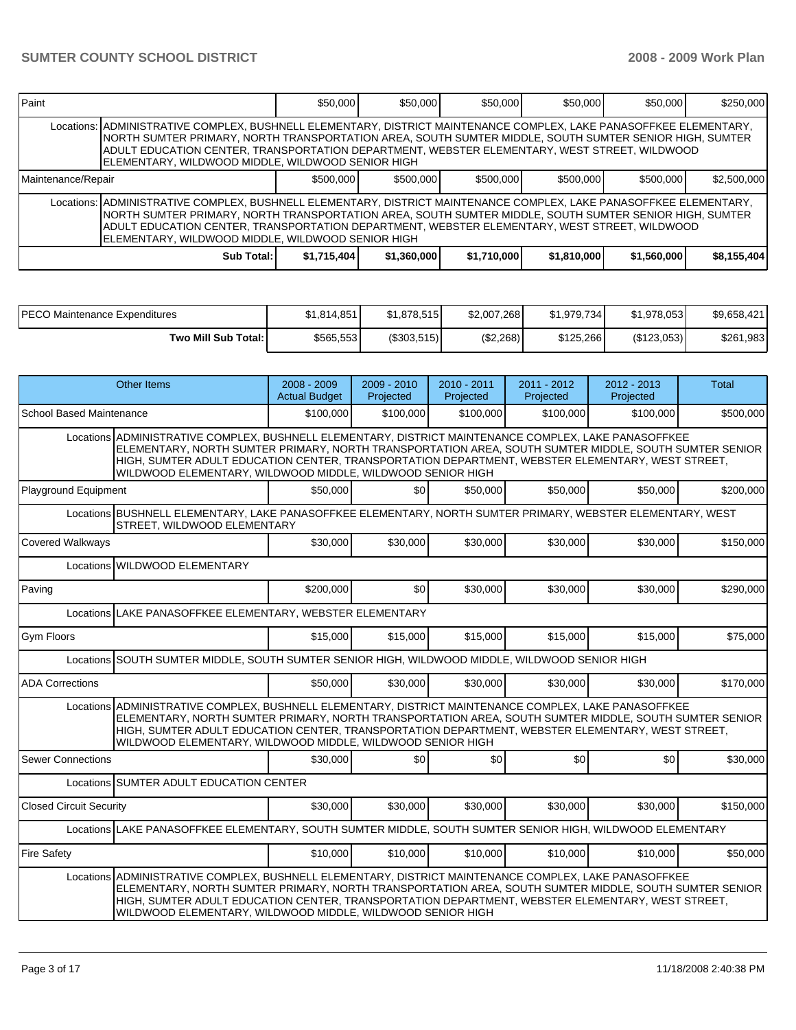| Paint | | $50,000 | $50,000 | $50,000 | $50,000 | $50,000 | $250,000 |
|---|---|---|---|---|---|---|---|
| | Locations: | ADMINISTRATIVE COMPLEX, BUSHNELL ELEMENTARY, DISTRICT MAINTENANCE COMPLEX, LAKE PANASOFFKEE ELEMENTARY, NORTH SUMTER PRIMARY, NORTH TRANSPORTATION AREA, SOUTH SUMTER MIDDLE, SOUTH SUMTER SENIOR HIGH, SUMTER ADULT EDUCATION CENTER, TRANSPORTATION DEPARTMENT, WEBSTER ELEMENTARY, WEST STREET, WILDWOOD ELEMENTARY, WILDWOOD MIDDLE, WILDWOOD SENIOR HIGH | | | | | |
| Maintenance/Repair | | $500,000 | $500,000 | $500,000 | $500,000 | $500,000 | $2,500,000 |
| | Locations: | ADMINISTRATIVE COMPLEX, BUSHNELL ELEMENTARY, DISTRICT MAINTENANCE COMPLEX, LAKE PANASOFFKEE ELEMENTARY, NORTH SUMTER PRIMARY, NORTH TRANSPORTATION AREA, SOUTH SUMTER MIDDLE, SOUTH SUMTER SENIOR HIGH, SUMTER ADULT EDUCATION CENTER, TRANSPORTATION DEPARTMENT, WEBSTER ELEMENTARY, WEST STREET, WILDWOOD ELEMENTARY, WILDWOOD MIDDLE, WILDWOOD SENIOR HIGH | | | | | |
| | Sub Total: | $1,715,404 | $1,360,000 | $1,710,000 | $1,810,000 | $1,560,000 | $8,155,404 |

| PECO Maintenance Expenditures | $1,814,851 | $1,878,515 | $2,007,268 | $1,979,734 | $1,978,053 | $9,658,421 |
|---|---|---|---|---|---|---|
| Two Mill Sub Total: | $565,553 | ($303,515) | ($2,268) | $125,266 | ($123,053) | $261,983 |

| Other Items | | 2008 - 2009 Actual Budget | 2009 - 2010 Projected | 2010 - 2011 Projected | 2011 - 2012 Projected | 2012 - 2013 Projected | Total |
|---|---|---|---|---|---|---|---|
| School Based Maintenance | | $100,000 | $100,000 | $100,000 | $100,000 | $100,000 | $500,000 |
| | Locations | ADMINISTRATIVE COMPLEX, BUSHNELL ELEMENTARY, DISTRICT MAINTENANCE COMPLEX, LAKE PANASOFFKEE ELEMENTARY, NORTH SUMTER PRIMARY, NORTH TRANSPORTATION AREA, SOUTH SUMTER MIDDLE, SOUTH SUMTER SENIOR HIGH, SUMTER ADULT EDUCATION CENTER, TRANSPORTATION DEPARTMENT, WEBSTER ELEMENTARY, WEST STREET, WILDWOOD ELEMENTARY, WILDWOOD MIDDLE, WILDWOOD SENIOR HIGH | | | | | |
| Playground Equipment | | $50,000 | $0 | $50,000 | $50,000 | $50,000 | $200,000 |
| | Locations | BUSHNELL ELEMENTARY, LAKE PANASOFFKEE ELEMENTARY, NORTH SUMTER PRIMARY, WEBSTER ELEMENTARY, WEST STREET, WILDWOOD ELEMENTARY | | | | | |
| Covered Walkways | | $30,000 | $30,000 | $30,000 | $30,000 | $30,000 | $150,000 |
| | Locations | WILDWOOD ELEMENTARY | | | | | |
| Paving | | $200,000 | $0 | $30,000 | $30,000 | $30,000 | $290,000 |
| | Locations | LAKE PANASOFFKEE ELEMENTARY, WEBSTER ELEMENTARY | | | | | |
| Gym Floors | | $15,000 | $15,000 | $15,000 | $15,000 | $15,000 | $75,000 |
| | Locations | SOUTH SUMTER MIDDLE, SOUTH SUMTER SENIOR HIGH, WILDWOOD MIDDLE, WILDWOOD SENIOR HIGH | | | | | |
| ADA Corrections | | $50,000 | $30,000 | $30,000 | $30,000 | $30,000 | $170,000 |
| | Locations | ADMINISTRATIVE COMPLEX, BUSHNELL ELEMENTARY, DISTRICT MAINTENANCE COMPLEX, LAKE PANASOFFKEE ELEMENTARY, NORTH SUMTER PRIMARY, NORTH TRANSPORTATION AREA, SOUTH SUMTER MIDDLE, SOUTH SUMTER SENIOR HIGH, SUMTER ADULT EDUCATION CENTER, TRANSPORTATION DEPARTMENT, WEBSTER ELEMENTARY, WEST STREET, WILDWOOD ELEMENTARY, WILDWOOD MIDDLE, WILDWOOD SENIOR HIGH | | | | | |
| Sewer Connections | | $30,000 | $0 | $0 | $0 | $0 | $30,000 |
| | Locations | SUMTER ADULT EDUCATION CENTER | | | | | |
| Closed Circuit Security | | $30,000 | $30,000 | $30,000 | $30,000 | $30,000 | $150,000 |
| | Locations | LAKE PANASOFFKEE ELEMENTARY, SOUTH SUMTER MIDDLE, SOUTH SUMTER SENIOR HIGH, WILDWOOD ELEMENTARY | | | | | |
| Fire Safety | | $10,000 | $10,000 | $10,000 | $10,000 | $10,000 | $50,000 |
| | Locations | ADMINISTRATIVE COMPLEX, BUSHNELL ELEMENTARY, DISTRICT MAINTENANCE COMPLEX, LAKE PANASOFFKEE ELEMENTARY, NORTH SUMTER PRIMARY, NORTH TRANSPORTATION AREA, SOUTH SUMTER MIDDLE, SOUTH SUMTER SENIOR HIGH, SUMTER ADULT EDUCATION CENTER, TRANSPORTATION DEPARTMENT, WEBSTER ELEMENTARY, WEST STREET, WILDWOOD ELEMENTARY, WILDWOOD MIDDLE, WILDWOOD SENIOR HIGH | | | | | |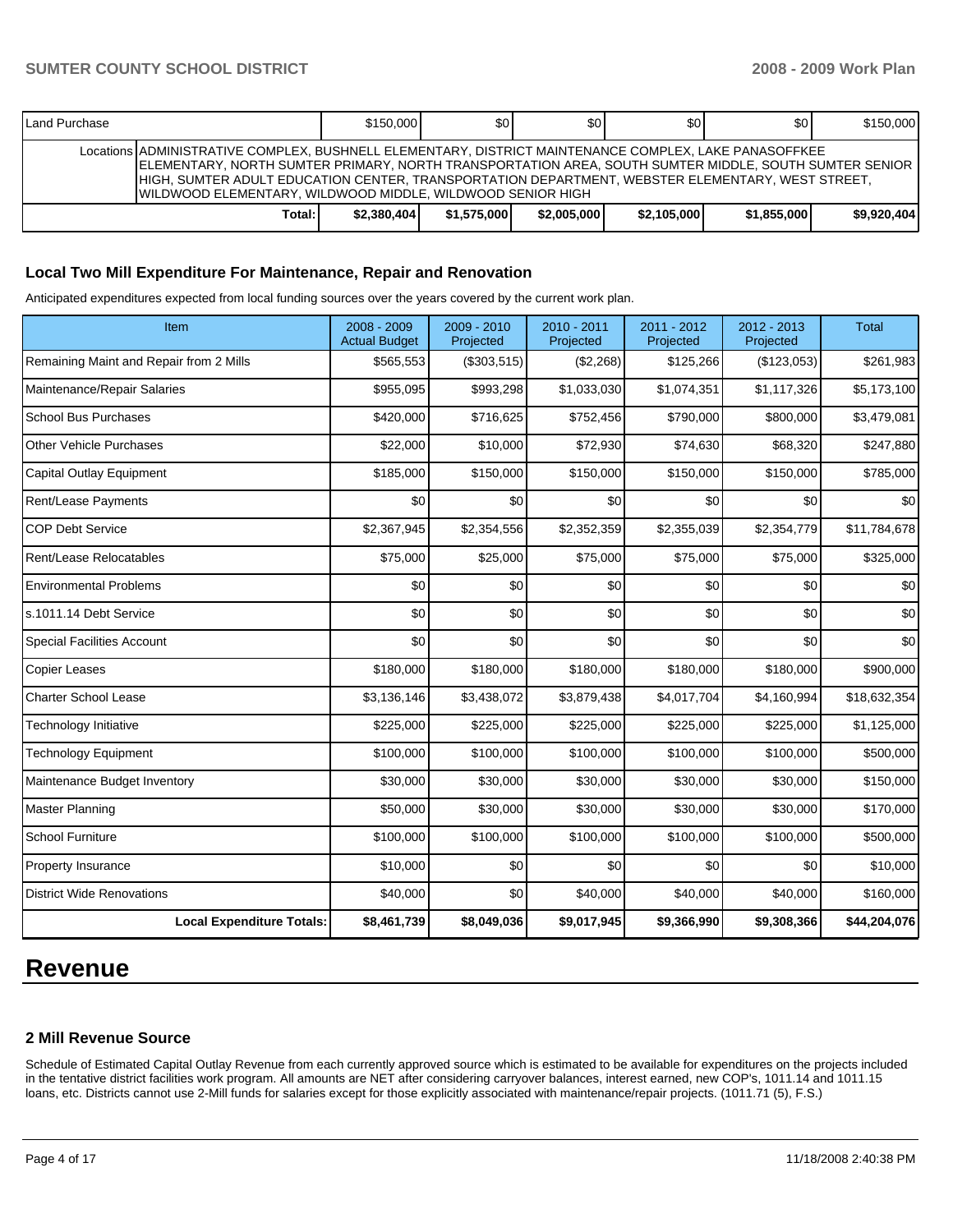| Land Purchase | | $150,000 | $0 | $0 | $0 | $0 | $150,000 |
|---|---|---|---|---|---|---|---|
| | Locations | ADMINISTRATIVE COMPLEX, BUSHNELL ELEMENTARY, DISTRICT MAINTENANCE COMPLEX, LAKE PANASOFFKEE ELEMENTARY, NORTH SUMTER PRIMARY, NORTH TRANSPORTATION AREA, SOUTH SUMTER MIDDLE, SOUTH SUMTER SENIOR HIGH, SUMTER ADULT EDUCATION CENTER, TRANSPORTATION DEPARTMENT, WEBSTER ELEMENTARY, WEST STREET, WILDWOOD ELEMENTARY, WILDWOOD MIDDLE, WILDWOOD SENIOR HIGH | | | | | |
| | **Total:** | **$2,380,404** | **$1,575,000** | **$2,005,000** | **$2,105,000** | **$1,855,000** | **$9,920,404** |

### Local Two Mill Expenditure For Maintenance, Repair and Renovation

Anticipated expenditures expected from local funding sources over the years covered by the current work plan.

| Item | 2008 - 2009 Actual Budget | 2009 - 2010 Projected | 2010 - 2011 Projected | 2011 - 2012 Projected | 2012 - 2013 Projected | Total |
|---|---|---|---|---|---|---|
| Remaining Maint and Repair from 2 Mills | $565,553 | ($303,515) | ($2,268) | $125,266 | ($123,053) | $261,983 |
| Maintenance/Repair Salaries | $955,095 | $993,298 | $1,033,030 | $1,074,351 | $1,117,326 | $5,173,100 |
| School Bus Purchases | $420,000 | $716,625 | $752,456 | $790,000 | $800,000 | $3,479,081 |
| Other Vehicle Purchases | $22,000 | $10,000 | $72,930 | $74,630 | $68,320 | $247,880 |
| Capital Outlay Equipment | $185,000 | $150,000 | $150,000 | $150,000 | $150,000 | $785,000 |
| Rent/Lease Payments | $0 | $0 | $0 | $0 | $0 | $0 |
| COP Debt Service | $2,367,945 | $2,354,556 | $2,352,359 | $2,355,039 | $2,354,779 | $11,784,678 |
| Rent/Lease Relocatables | $75,000 | $25,000 | $75,000 | $75,000 | $75,000 | $325,000 |
| Environmental Problems | $0 | $0 | $0 | $0 | $0 | $0 |
| s.1011.14 Debt Service | $0 | $0 | $0 | $0 | $0 | $0 |
| Special Facilities Account | $0 | $0 | $0 | $0 | $0 | $0 |
| Copier Leases | $180,000 | $180,000 | $180,000 | $180,000 | $180,000 | $900,000 |
| Charter School Lease | $3,136,146 | $3,438,072 | $3,879,438 | $4,017,704 | $4,160,994 | $18,632,354 |
| Technology Initiative | $225,000 | $225,000 | $225,000 | $225,000 | $225,000 | $1,125,000 |
| Technology Equipment | $100,000 | $100,000 | $100,000 | $100,000 | $100,000 | $500,000 |
| Maintenance Budget Inventory | $30,000 | $30,000 | $30,000 | $30,000 | $30,000 | $150,000 |
| Master Planning | $50,000 | $30,000 | $30,000 | $30,000 | $30,000 | $170,000 |
| School Furniture | $100,000 | $100,000 | $100,000 | $100,000 | $100,000 | $500,000 |
| Property Insurance | $10,000 | $0 | $0 | $0 | $0 | $10,000 |
| District Wide Renovations | $40,000 | $0 | $40,000 | $40,000 | $40,000 | $160,000 |
| **Local Expenditure Totals:** | **$8,461,739** | **$8,049,036** | **$9,017,945** | **$9,366,990** | **$9,308,366** | **$44,204,076** |

# Revenue

### 2 Mill Revenue Source

Schedule of Estimated Capital Outlay Revenue from each currently approved source which is estimated to be available for expenditures on the projects included in the tentative district facilities work program. All amounts are NET after considering carryover balances, interest earned, new COP's, 1011.14 and 1011.15 loans, etc. Districts cannot use 2-Mill funds for salaries except for those explicitly associated with maintenance/repair projects. (1011.71 (5), F.S.)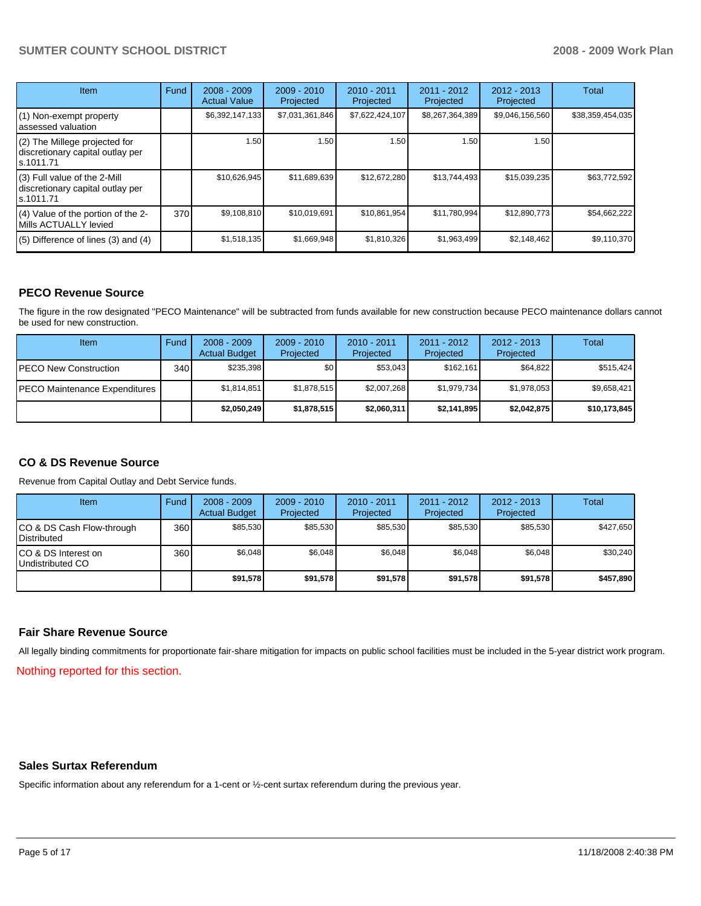| Item | Fund | 2008 - 2009 Actual Value | 2009 - 2010 Projected | 2010 - 2011 Projected | 2011 - 2012 Projected | 2012 - 2013 Projected | Total |
| --- | --- | --- | --- | --- | --- | --- | --- |
| (1) Non-exempt property assessed valuation | | $6,392,147,133 | $7,031,361,846 | $7,622,424,107 | $8,267,364,389 | $9,046,156,560 | $38,359,454,035 |
| (2) The Millege projected for discretionary capital outlay per s.1011.71 | | 1.50 | 1.50 | 1.50 | 1.50 | 1.50 | |
| (3) Full value of the 2-Mill discretionary capital outlay per s.1011.71 | | $10,626,945 | $11,689,639 | $12,672,280 | $13,744,493 | $15,039,235 | $63,772,592 |
| (4) Value of the portion of the 2-Mills ACTUALLY levied | 370 | $9,108,810 | $10,019,691 | $10,861,954 | $11,780,994 | $12,890,773 | $54,662,222 |
| (5) Difference of lines (3) and (4) | | $1,518,135 | $1,669,948 | $1,810,326 | $1,963,499 | $2,148,462 | $9,110,370 |

## PECO Revenue Source

The figure in the row designated "PECO Maintenance" will be subtracted from funds available for new construction because PECO maintenance dollars cannot be used for new construction.

| Item | Fund | 2008 - 2009 Actual Budget | 2009 - 2010 Projected | 2010 - 2011 Projected | 2011 - 2012 Projected | 2012 - 2013 Projected | Total |
| --- | --- | --- | --- | --- | --- | --- | --- |
| PECO New Construction | 340 | $235,398 | $0 | $53,043 | $162,161 | $64,822 | $515,424 |
| PECO Maintenance Expenditures | | $1,814,851 | $1,878,515 | $2,007,268 | $1,979,734 | $1,978,053 | $9,658,421 |
| | | **$2,050,249** | **$1,878,515** | **$2,060,311** | **$2,141,895** | **$2,042,875** | **$10,173,845** |

## CO & DS Revenue Source

Revenue from Capital Outlay and Debt Service funds.

| Item | Fund | 2008 - 2009 Actual Budget | 2009 - 2010 Projected | 2010 - 2011 Projected | 2011 - 2012 Projected | 2012 - 2013 Projected | Total |
| --- | --- | --- | --- | --- | --- | --- | --- |
| CO & DS Cash Flow-through Distributed | 360 | $85,530 | $85,530 | $85,530 | $85,530 | $85,530 | $427,650 |
| CO & DS Interest on Undistributed CO | 360 | $6,048 | $6,048 | $6,048 | $6,048 | $6,048 | $30,240 |
| | | **$91,578** | **$91,578** | **$91,578** | **$91,578** | **$91,578** | **$457,890** |

## Fair Share Revenue Source

All legally binding commitments for proportionate fair-share mitigation for impacts on public school facilities must be included in the 5-year district work program.

Nothing reported for this section.

## Sales Surtax Referendum

Specific information about any referendum for a 1-cent or ½-cent surtax referendum during the previous year.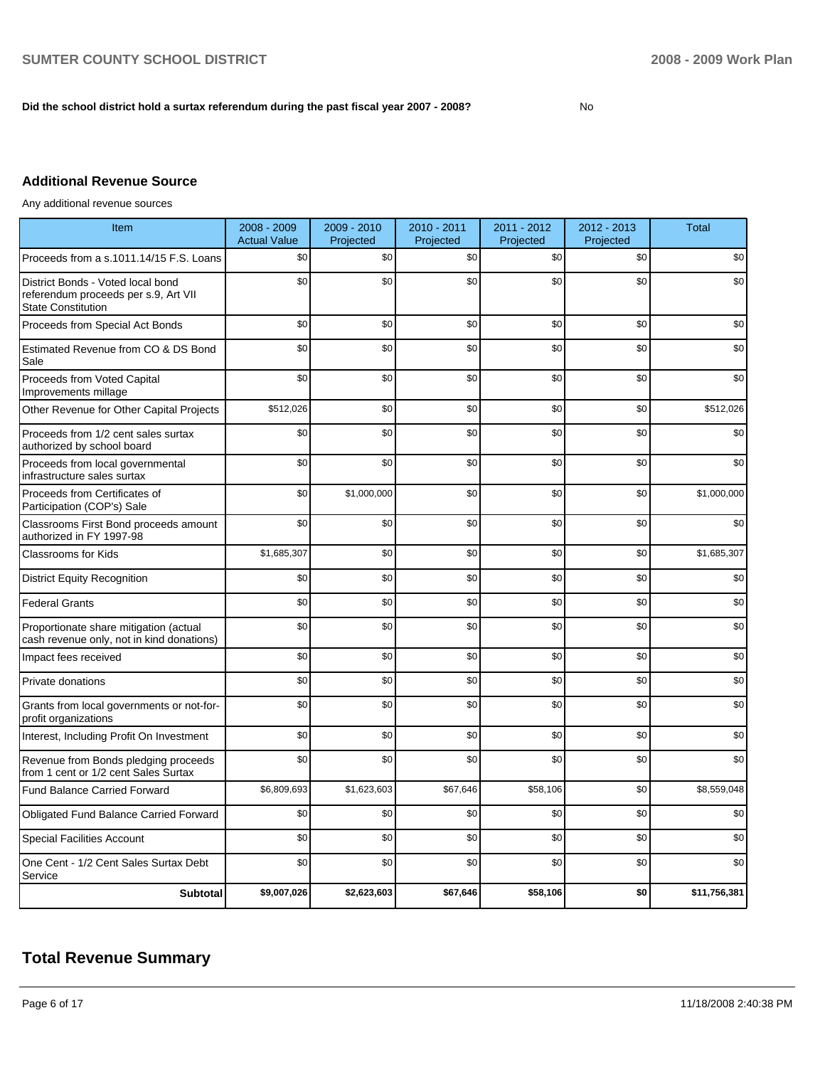**Did the school district hold a surtax referendum during the past fiscal year 2007 - 2008?** No

## Additional Revenue Source

Any additional revenue sources

| Item | 2008 - 2009 Actual Value | 2009 - 2010 Projected | 2010 - 2011 Projected | 2011 - 2012 Projected | 2012 - 2013 Projected | Total |
|---|---|---|---|---|---|---|
| Proceeds from a s.1011.14/15 F.S. Loans | $0 | $0 | $0 | $0 | $0 | $0 |
| District Bonds - Voted local bond referendum proceeds per s.9, Art VII State Constitution | $0 | $0 | $0 | $0 | $0 | $0 |
| Proceeds from Special Act Bonds | $0 | $0 | $0 | $0 | $0 | $0 |
| Estimated Revenue from CO & DS Bond Sale | $0 | $0 | $0 | $0 | $0 | $0 |
| Proceeds from Voted Capital Improvements millage | $0 | $0 | $0 | $0 | $0 | $0 |
| Other Revenue for Other Capital Projects | $512,026 | $0 | $0 | $0 | $0 | $512,026 |
| Proceeds from 1/2 cent sales surtax authorized by school board | $0 | $0 | $0 | $0 | $0 | $0 |
| Proceeds from local governmental infrastructure sales surtax | $0 | $0 | $0 | $0 | $0 | $0 |
| Proceeds from Certificates of Participation (COP's) Sale | $0 | $1,000,000 | $0 | $0 | $0 | $1,000,000 |
| Classrooms First Bond proceeds amount authorized in FY 1997-98 | $0 | $0 | $0 | $0 | $0 | $0 |
| Classrooms for Kids | $1,685,307 | $0 | $0 | $0 | $0 | $1,685,307 |
| District Equity Recognition | $0 | $0 | $0 | $0 | $0 | $0 |
| Federal Grants | $0 | $0 | $0 | $0 | $0 | $0 |
| Proportionate share mitigation (actual cash revenue only, not in kind donations) | $0 | $0 | $0 | $0 | $0 | $0 |
| Impact fees received | $0 | $0 | $0 | $0 | $0 | $0 |
| Private donations | $0 | $0 | $0 | $0 | $0 | $0 |
| Grants from local governments or not-for-profit organizations | $0 | $0 | $0 | $0 | $0 | $0 |
| Interest, Including Profit On Investment | $0 | $0 | $0 | $0 | $0 | $0 |
| Revenue from Bonds pledging proceeds from 1 cent or 1/2 cent Sales Surtax | $0 | $0 | $0 | $0 | $0 | $0 |
| Fund Balance Carried Forward | $6,809,693 | $1,623,603 | $67,646 | $58,106 | $0 | $8,559,048 |
| Obligated Fund Balance Carried Forward | $0 | $0 | $0 | $0 | $0 | $0 |
| Special Facilities Account | $0 | $0 | $0 | $0 | $0 | $0 |
| One Cent - 1/2 Cent Sales Surtax Debt Service | $0 | $0 | $0 | $0 | $0 | $0 |
| **Subtotal** | **$9,007,026** | **$2,623,603** | **$67,646** | **$58,106** | **$0** | **$11,756,381** |

# Total Revenue Summary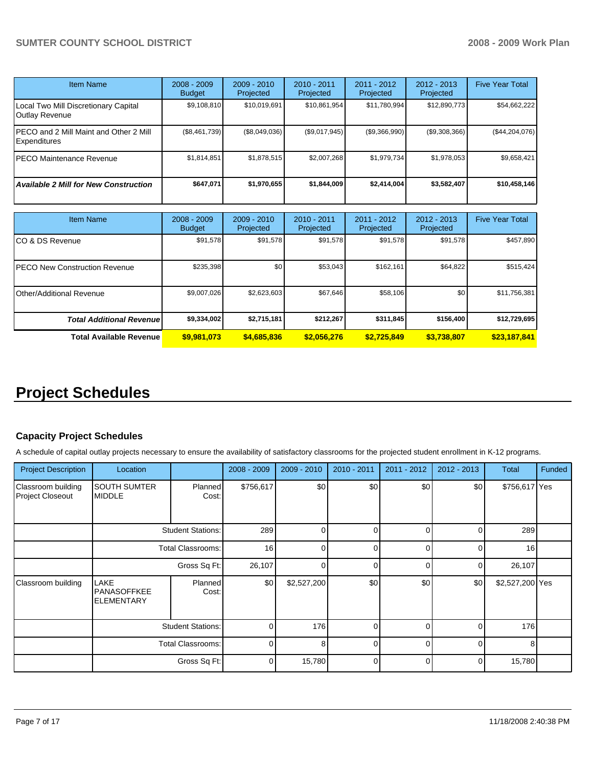| Item Name | 2008 - 2009 Budget | 2009 - 2010 Projected | 2010 - 2011 Projected | 2011 - 2012 Projected | 2012 - 2013 Projected | Five Year Total |
|---|---|---|---|---|---|---|
| Local Two Mill Discretionary Capital Outlay Revenue | $9,108,810 | $10,019,691 | $10,861,954 | $11,780,994 | $12,890,773 | $54,662,222 |
| PECO and 2 Mill Maint and Other 2 Mill Expenditures | ($8,461,739) | ($8,049,036) | ($9,017,945) | ($9,366,990) | ($9,308,366) | ($44,204,076) |
| PECO Maintenance Revenue | $1,814,851 | $1,878,515 | $2,007,268 | $1,979,734 | $1,978,053 | $9,658,421 |
| ***Available 2 Mill for New Construction*** | **$647,071** | **$1,970,655** | **$1,844,009** | **$2,414,004** | **$3,582,407** | **$10,458,146** |

| Item Name | 2008 - 2009 Budget | 2009 - 2010 Projected | 2010 - 2011 Projected | 2011 - 2012 Projected | 2012 - 2013 Projected | Five Year Total |
|---|---|---|---|---|---|---|
| CO & DS Revenue | $91,578 | $91,578 | $91,578 | $91,578 | $91,578 | $457,890 |
| PECO New Construction Revenue | $235,398 | $0 | $53,043 | $162,161 | $64,822 | $515,424 |
| Other/Additional Revenue | $9,007,026 | $2,623,603 | $67,646 | $58,106 | $0 | $11,756,381 |
| ***Total Additional Revenue*** | **$9,334,002** | **$2,715,181** | **$212,267** | **$311,845** | **$156,400** | **$12,729,695** |
| **Total Available Revenue** | **$9,981,073** | **$4,685,836** | **$2,056,276** | **$2,725,849** | **$3,738,807** | **$23,187,841** |

# Project Schedules

### Capacity Project Schedules

A schedule of capital outlay projects necessary to ensure the availability of satisfactory classrooms for the projected student enrollment in K-12 programs.

| Project Description | Location | | 2008 - 2009 | 2009 - 2010 | 2010 - 2011 | 2011 - 2012 | 2012 - 2013 | Total | Funded |
|---|---|---|---|---|---|---|---|---|---|
| Classroom building Project Closeout | SOUTH SUMTER MIDDLE | Planned Cost: | $756,617 | $0 | $0 | $0 | $0 | $756,617 | Yes |
| | | Student Stations: | 289 | 0 | 0 | 0 | 0 | 289 | |
| | | Total Classrooms: | 16 | 0 | 0 | 0 | 0 | 16 | |
| | | Gross Sq Ft: | 26,107 | 0 | 0 | 0 | 0 | 26,107 | |
| Classroom building | LAKE PANASOFFKEE ELEMENTARY | Planned Cost: | $0 | $2,527,200 | $0 | $0 | $0 | $2,527,200 | Yes |
| | | Student Stations: | 0 | 176 | 0 | 0 | 0 | 176 | |
| | | Total Classrooms: | 0 | 8 | 0 | 0 | 0 | 8 | |
| | | Gross Sq Ft: | 0 | 15,780 | 0 | 0 | 0 | 15,780 | |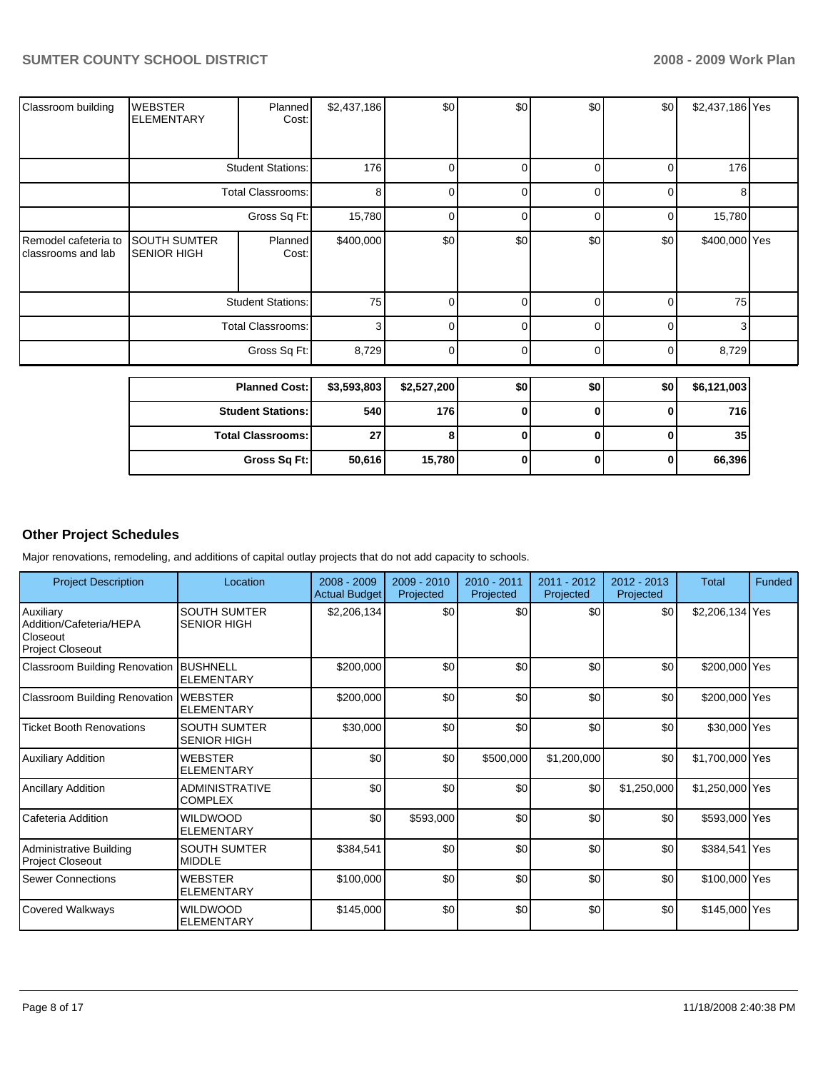| | | | | | | | | | |
|---|---|---|---|---|---|---|---|---|---|
| Classroom building | WEBSTER ELEMENTARY | Planned Cost: | $2,437,186 | $0 | $0 | $0 | $0 | $2,437,186 | Yes |
| | | Student Stations: | 176 | 0 | 0 | 0 | 0 | 176 | |
| | | Total Classrooms: | 8 | 0 | 0 | 0 | 0 | 8 | |
| | | Gross Sq Ft: | 15,780 | 0 | 0 | 0 | 0 | 15,780 | |
| Remodel cafeteria to classrooms and lab | SOUTH SUMTER SENIOR HIGH | Planned Cost: | $400,000 | $0 | $0 | $0 | $0 | $400,000 | Yes |
| | | Student Stations: | 75 | 0 | 0 | 0 | 0 | 75 | |
| | | Total Classrooms: | 3 | 0 | 0 | 0 | 0 | 3 | |
| | | Gross Sq Ft: | 8,729 | 0 | 0 | 0 | 0 | 8,729 | |

| | | | | | | |
|---|---|---|---|---|---|---|
| **Planned Cost:** | **$3,593,803** | **$2,527,200** | **$0** | **$0** | **$0** | **$6,121,003** |
| **Student Stations:** | **540** | **176** | **0** | **0** | **0** | **716** |
| **Total Classrooms:** | **27** | **8** | **0** | **0** | **0** | **35** |
| **Gross Sq Ft:** | **50,616** | **15,780** | **0** | **0** | **0** | **66,396** |

## Other Project Schedules

Major renovations, remodeling, and additions of capital outlay projects that do not add capacity to schools.

| Project Description | Location | 2008 - 2009 Actual Budget | 2009 - 2010 Projected | 2010 - 2011 Projected | 2011 - 2012 Projected | 2012 - 2013 Projected | Total | Funded |
|---|---|---|---|---|---|---|---|---|
| Auxiliary Addition/Cafeteria/HEPA Closeout Project Closeout | SOUTH SUMTER SENIOR HIGH | $2,206,134 | $0 | $0 | $0 | $0 | $2,206,134 | Yes |
| Classroom Building Renovation | BUSHNELL ELEMENTARY | $200,000 | $0 | $0 | $0 | $0 | $200,000 | Yes |
| Classroom Building Renovation | WEBSTER ELEMENTARY | $200,000 | $0 | $0 | $0 | $0 | $200,000 | Yes |
| Ticket Booth Renovations | SOUTH SUMTER SENIOR HIGH | $30,000 | $0 | $0 | $0 | $0 | $30,000 | Yes |
| Auxiliary Addition | WEBSTER ELEMENTARY | $0 | $0 | $500,000 | $1,200,000 | $0 | $1,700,000 | Yes |
| Ancillary Addition | ADMINISTRATIVE COMPLEX | $0 | $0 | $0 | $0 | $1,250,000 | $1,250,000 | Yes |
| Cafeteria Addition | WILDWOOD ELEMENTARY | $0 | $593,000 | $0 | $0 | $0 | $593,000 | Yes |
| Administrative Building Project Closeout | SOUTH SUMTER MIDDLE | $384,541 | $0 | $0 | $0 | $0 | $384,541 | Yes |
| Sewer Connections | WEBSTER ELEMENTARY | $100,000 | $0 | $0 | $0 | $0 | $100,000 | Yes |
| Covered Walkways | WILDWOOD ELEMENTARY | $145,000 | $0 | $0 | $0 | $0 | $145,000 | Yes |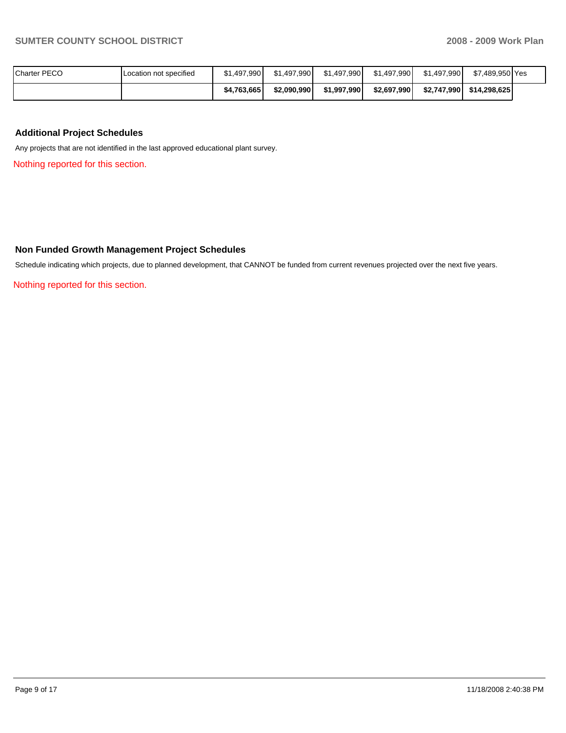| | | | | | | | | |
|---|---|---|---|---|---|---|---|---|
| Charter PECO | Location not specified | $1,497,990 | $1,497,990 | $1,497,990 | $1,497,990 | $1,497,990 | $7,489,950 | Yes |
| | | **$4,763,665** | **$2,090,990** | **$1,997,990** | **$2,697,990** | **$2,747,990** | **$14,298,625** | |

### Additional Project Schedules

Any projects that are not identified in the last approved educational plant survey.

Nothing reported for this section.

### Non Funded Growth Management Project Schedules

Schedule indicating which projects, due to planned development, that CANNOT be funded from current revenues projected over the next five years.

Nothing reported for this section.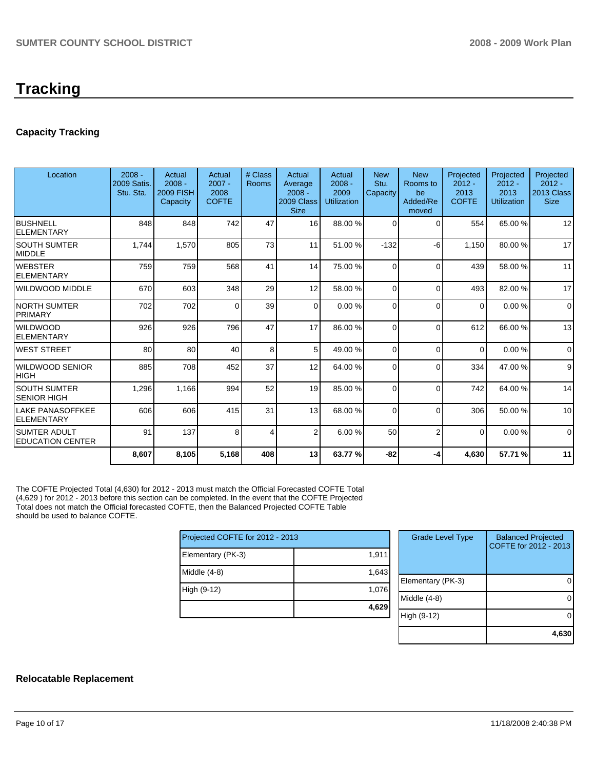# Tracking

### Capacity Tracking

| Location | 2008 - 2009 Satis. Stu. Sta. | Actual 2008 - 2009 FISH Capacity | Actual 2007 - 2008 COFTE | # Class Rooms | Actual Average 2008 - 2009 Class Size | Actual 2008 - 2009 Utilization | New Stu. Capacity | New Rooms to be Added/Removed | Projected 2012 - 2013 COFTE | Projected 2012 - 2013 Utilization | Projected 2012 - 2013 Class Size |
|---|---|---|---|---|---|---|---|---|---|---|---|
| BUSHNELL ELEMENTARY | 848 | 848 | 742 | 47 | 16 | 88.00 % | 0 | 0 | 554 | 65.00 % | 12 |
| SOUTH SUMTER MIDDLE | 1,744 | 1,570 | 805 | 73 | 11 | 51.00 % | -132 | -6 | 1,150 | 80.00 % | 17 |
| WEBSTER ELEMENTARY | 759 | 759 | 568 | 41 | 14 | 75.00 % | 0 | 0 | 439 | 58.00 % | 11 |
| WILDWOOD MIDDLE | 670 | 603 | 348 | 29 | 12 | 58.00 % | 0 | 0 | 493 | 82.00 % | 17 |
| NORTH SUMTER PRIMARY | 702 | 702 | 0 | 39 | 0 | 0.00 % | 0 | 0 | 0 | 0.00 % | 0 |
| WILDWOOD ELEMENTARY | 926 | 926 | 796 | 47 | 17 | 86.00 % | 0 | 0 | 612 | 66.00 % | 13 |
| WEST STREET | 80 | 80 | 40 | 8 | 5 | 49.00 % | 0 | 0 | 0 | 0.00 % | 0 |
| WILDWOOD SENIOR HIGH | 885 | 708 | 452 | 37 | 12 | 64.00 % | 0 | 0 | 334 | 47.00 % | 9 |
| SOUTH SUMTER SENIOR HIGH | 1,296 | 1,166 | 994 | 52 | 19 | 85.00 % | 0 | 0 | 742 | 64.00 % | 14 |
| LAKE PANASOFFKEE ELEMENTARY | 606 | 606 | 415 | 31 | 13 | 68.00 % | 0 | 0 | 306 | 50.00 % | 10 |
| SUMTER ADULT EDUCATION CENTER | 91 | 137 | 8 | 4 | 2 | 6.00 % | 50 | 2 | 0 | 0.00 % | 0 |
| | **8,607** | **8,105** | **5,168** | **408** | **13** | **63.77 %** | **-82** | **-4** | **4,630** | **57.71 %** | **11** |

The COFTE Projected Total (4,630) for 2012 - 2013 must match the Official Forecasted COFTE Total (4,629 ) for 2012 - 2013 before this section can be completed. In the event that the COFTE Projected Total does not match the Official forecasted COFTE, then the Balanced Projected COFTE Table should be used to balance COFTE.

| Projected COFTE for 2012 - 2013 | |
|---|---|
| Elementary (PK-3) | 1,911 |
| Middle (4-8) | 1,643 |
| High (9-12) | 1,076 |
| | **4,629** |

| Grade Level Type | Balanced Projected COFTE for 2012 - 2013 |
|---|---|
| Elementary (PK-3) | 0 |
| Middle (4-8) | 0 |
| High (9-12) | 0 |
| | **4,630** |

### Relocatable Replacement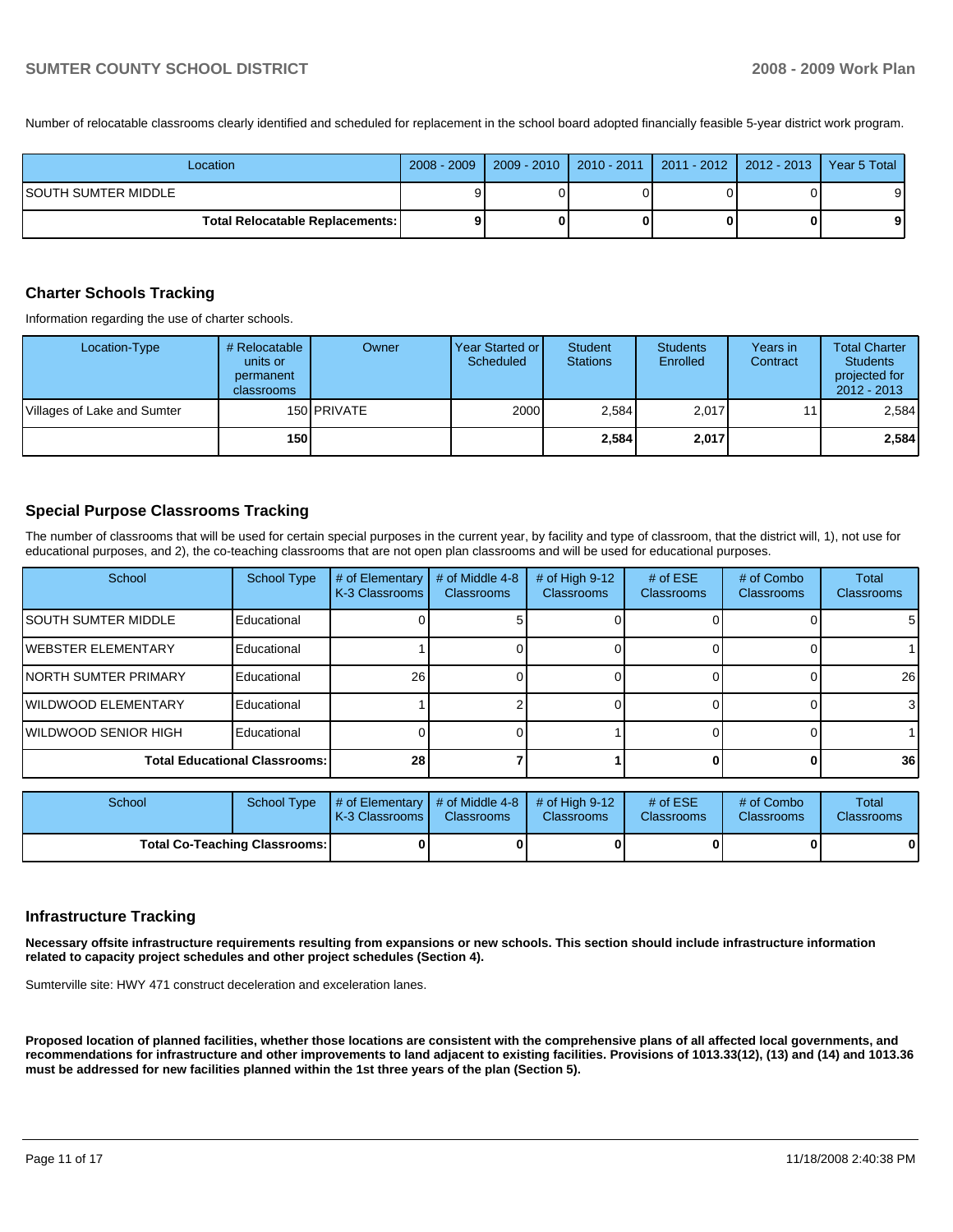Number of relocatable classrooms clearly identified and scheduled for replacement in the school board adopted financially feasible 5-year district work program.

| Location | 2008 - 2009 | 2009 - 2010 | 2010 - 2011 | 2011 - 2012 | 2012 - 2013 | Year 5 Total |
|---|---|---|---|---|---|---|
| SOUTH SUMTER MIDDLE | 9 | 0 | 0 | 0 | 0 | 9 |
| **Total Relocatable Replacements:** | **9** | **0** | **0** | **0** | **0** | **9** |

## Charter Schools Tracking

Information regarding the use of charter schools.

| Location-Type | # Relocatable units or permanent classrooms | Owner | Year Started or Scheduled | Student Stations | Students Enrolled | Years in Contract | Total Charter Students projected for 2012 - 2013 |
|---|---|---|---|---|---|---|---|
| Villages of Lake and Sumter | 150 | PRIVATE | 2000 | 2,584 | 2,017 | 11 | 2,584 |
| | **150** | | | **2,584** | **2,017** | | **2,584** |

## Special Purpose Classrooms Tracking

The number of classrooms that will be used for certain special purposes in the current year, by facility and type of classroom, that the district will, 1), not use for educational purposes, and 2), the co-teaching classrooms that are not open plan classrooms and will be used for educational purposes.

| School | School Type | # of Elementary K-3 Classrooms | # of Middle 4-8 Classrooms | # of High 9-12 Classrooms | # of ESE Classrooms | # of Combo Classrooms | Total Classrooms |
|---|---|---|---|---|---|---|---|
| SOUTH SUMTER MIDDLE | Educational | 0 | 5 | 0 | 0 | 0 | 5 |
| WEBSTER ELEMENTARY | Educational | 1 | 0 | 0 | 0 | 0 | 1 |
| NORTH SUMTER PRIMARY | Educational | 26 | 0 | 0 | 0 | 0 | 26 |
| WILDWOOD ELEMENTARY | Educational | 1 | 2 | 0 | 0 | 0 | 3 |
| WILDWOOD SENIOR HIGH | Educational | 0 | 0 | 1 | 0 | 0 | 1 |
| **Total Educational Classrooms:** | | **28** | **7** | **1** | **0** | **0** | **36** |

| School | School Type | # of Elementary K-3 Classrooms | # of Middle 4-8 Classrooms | # of High 9-12 Classrooms | # of ESE Classrooms | # of Combo Classrooms | Total Classrooms |
|---|---|---|---|---|---|---|---|
| **Total Co-Teaching Classrooms:** | | **0** | **0** | **0** | **0** | **0** | **0** |

## Infrastructure Tracking

**Necessary offsite infrastructure requirements resulting from expansions or new schools. This section should include infrastructure information related to capacity project schedules and other project schedules (Section 4).**

Sumterville site: HWY 471 construct deceleration and exceleration lanes.

**Proposed location of planned facilities, whether those locations are consistent with the comprehensive plans of all affected local governments, and recommendations for infrastructure and other improvements to land adjacent to existing facilities. Provisions of 1013.33(12), (13) and (14) and 1013.36 must be addressed for new facilities planned within the 1st three years of the plan (Section 5).**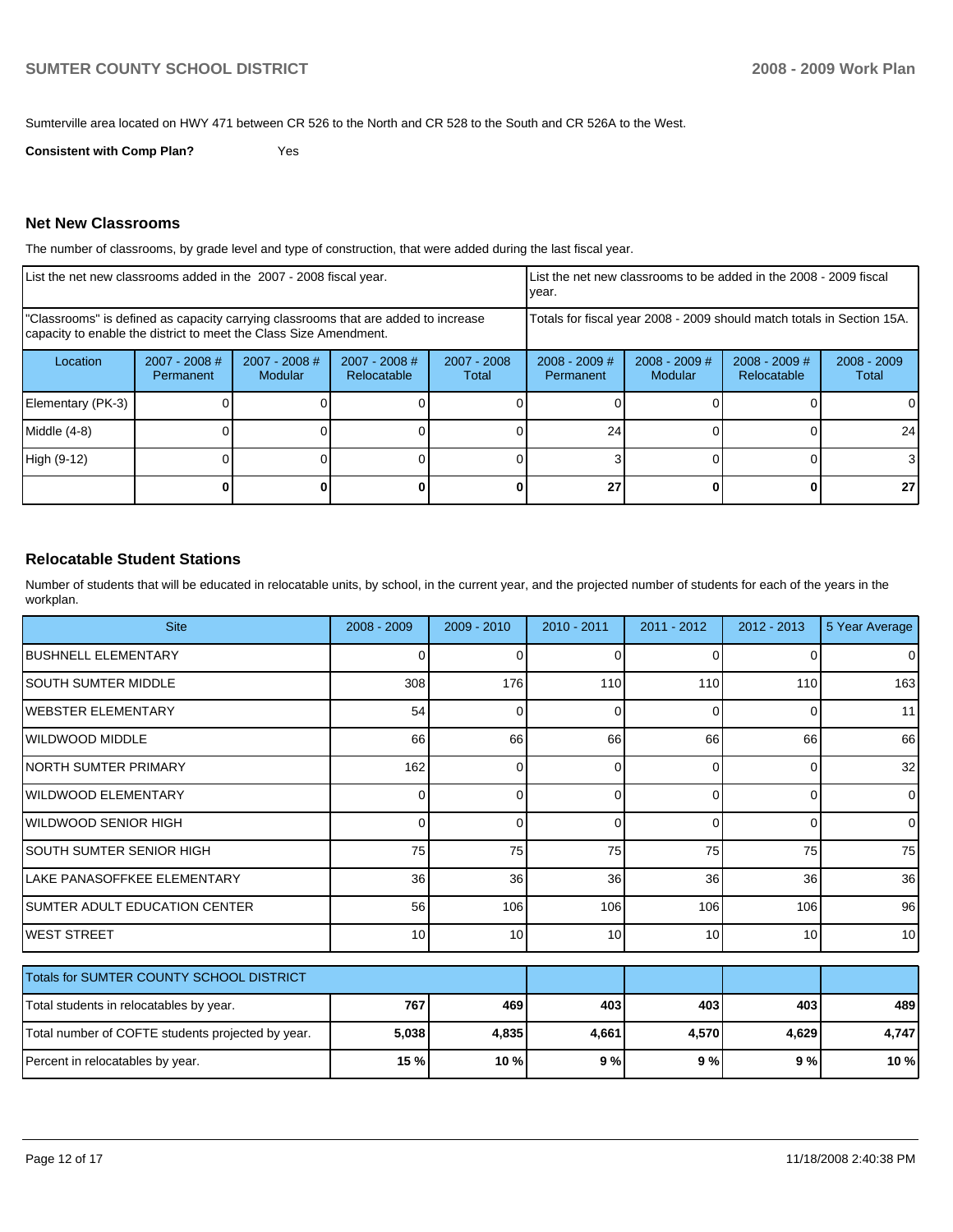Sumterville area located on HWY 471 between CR 526 to the North and CR 528 to the South and CR 526A to the West.

**Consistent with Comp Plan?** Yes

## Net New Classrooms

The number of classrooms, by grade level and type of construction, that were added during the last fiscal year.

| List the net new classrooms added in the 2007 - 2008 fiscal year. | | | | | List the net new classrooms to be added in the 2008 - 2009 fiscal year. | | | |
|---|---|---|---|---|---|---|---|---|
| "Classrooms" is defined as capacity carrying classrooms that are added to increase capacity to enable the district to meet the Class Size Amendment. | | | | | Totals for fiscal year 2008 - 2009 should match totals in Section 15A. | | | |
| Location | 2007 - 2008 # Permanent | 2007 - 2008 # Modular | 2007 - 2008 # Relocatable | 2007 - 2008 Total | 2008 - 2009 # Permanent | 2008 - 2009 # Modular | 2008 - 2009 # Relocatable | 2008 - 2009 Total |
| Elementary (PK-3) | 0 | 0 | 0 | 0 | 0 | 0 | 0 | 0 |
| Middle (4-8) | 0 | 0 | 0 | 0 | 24 | 0 | 0 | 24 |
| High (9-12) | 0 | 0 | 0 | 0 | 3 | 0 | 0 | 3 |
| | **0** | **0** | **0** | **0** | **27** | **0** | **0** | **27** |

## Relocatable Student Stations

Number of students that will be educated in relocatable units, by school, in the current year, and the projected number of students for each of the years in the workplan.

| Site | 2008 - 2009 | 2009 - 2010 | 2010 - 2011 | 2011 - 2012 | 2012 - 2013 | 5 Year Average |
|---|---|---|---|---|---|---|
| BUSHNELL ELEMENTARY | 0 | 0 | 0 | 0 | 0 | 0 |
| SOUTH SUMTER MIDDLE | 308 | 176 | 110 | 110 | 110 | 163 |
| WEBSTER ELEMENTARY | 54 | 0 | 0 | 0 | 0 | 11 |
| WILDWOOD MIDDLE | 66 | 66 | 66 | 66 | 66 | 66 |
| NORTH SUMTER PRIMARY | 162 | 0 | 0 | 0 | 0 | 32 |
| WILDWOOD ELEMENTARY | 0 | 0 | 0 | 0 | 0 | 0 |
| WILDWOOD SENIOR HIGH | 0 | 0 | 0 | 0 | 0 | 0 |
| SOUTH SUMTER SENIOR HIGH | 75 | 75 | 75 | 75 | 75 | 75 |
| LAKE PANASOFFKEE ELEMENTARY | 36 | 36 | 36 | 36 | 36 | 36 |
| SUMTER ADULT EDUCATION CENTER | 56 | 106 | 106 | 106 | 106 | 96 |
| WEST STREET | 10 | 10 | 10 | 10 | 10 | 10 |

| Totals for SUMTER COUNTY SCHOOL DISTRICT | | | | | | |
|---|---|---|---|---|---|---|
| Total students in relocatables by year. | **767** | **469** | **403** | **403** | **403** | **489** |
| Total number of COFTE students projected by year. | **5,038** | **4,835** | **4,661** | **4,570** | **4,629** | **4,747** |
| Percent in relocatables by year. | **15 %** | **10 %** | **9 %** | **9 %** | **9 %** | **10 %** |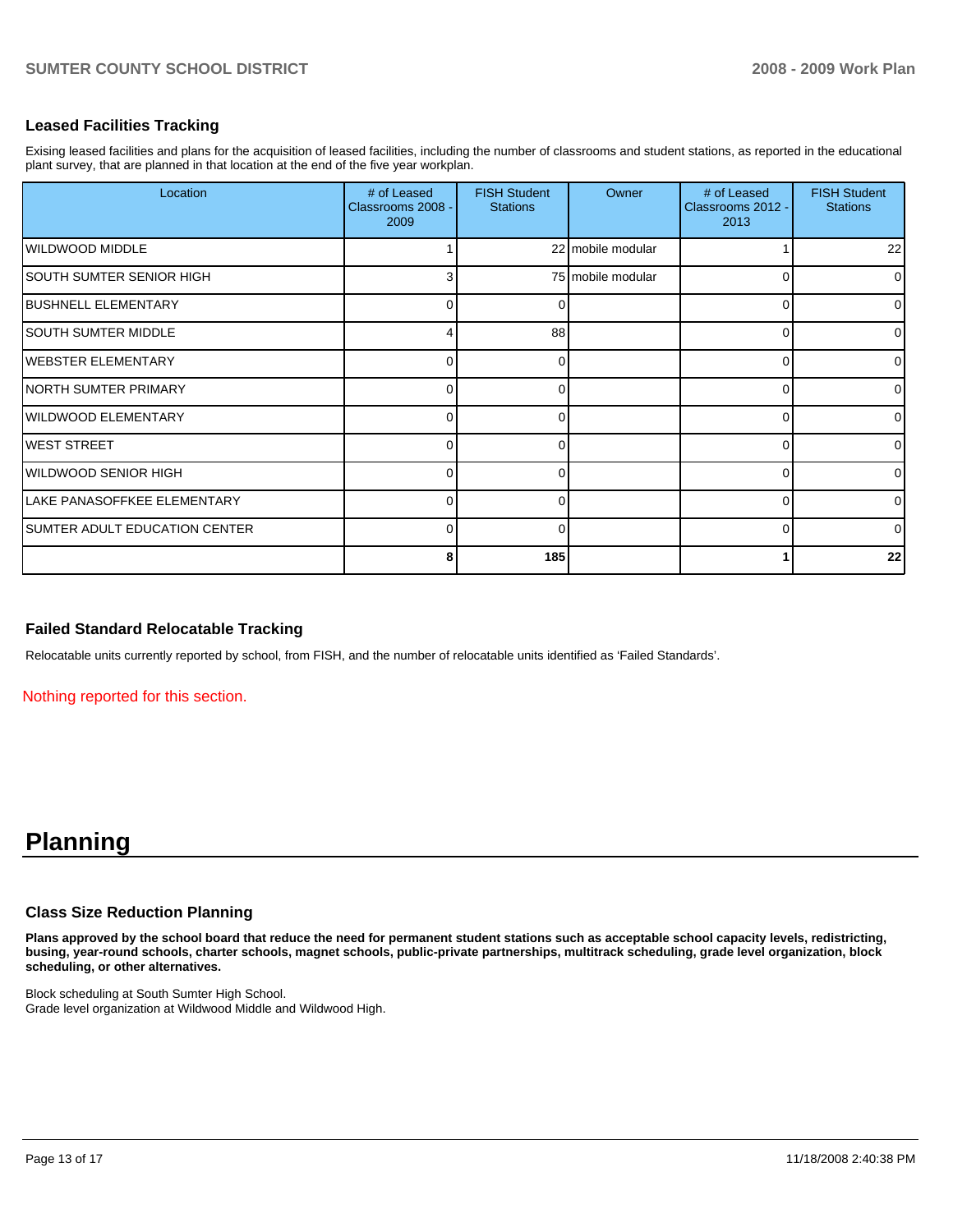### Leased Facilities Tracking

Exising leased facilities and plans for the acquisition of leased facilities, including the number of classrooms and student stations, as reported in the educational plant survey, that are planned in that location at the end of the five year workplan.

| Location | # of Leased Classrooms 2008 - 2009 | FISH Student Stations | Owner | # of Leased Classrooms 2012 - 2013 | FISH Student Stations |
|---|---|---|---|---|---|
| WILDWOOD MIDDLE | 1 | 22 | mobile modular | 1 | 22 |
| SOUTH SUMTER SENIOR HIGH | 3 | 75 | mobile modular | 0 | 0 |
| BUSHNELL ELEMENTARY | 0 | 0 | | 0 | 0 |
| SOUTH SUMTER MIDDLE | 4 | 88 | | 0 | 0 |
| WEBSTER ELEMENTARY | 0 | 0 | | 0 | 0 |
| NORTH SUMTER PRIMARY | 0 | 0 | | 0 | 0 |
| WILDWOOD ELEMENTARY | 0 | 0 | | 0 | 0 |
| WEST STREET | 0 | 0 | | 0 | 0 |
| WILDWOOD SENIOR HIGH | 0 | 0 | | 0 | 0 |
| LAKE PANASOFFKEE ELEMENTARY | 0 | 0 | | 0 | 0 |
| SUMTER ADULT EDUCATION CENTER | 0 | 0 | | 0 | 0 |
| | **8** | **185** | | **1** | **22** |

### Failed Standard Relocatable Tracking

Relocatable units currently reported by school, from FISH, and the number of relocatable units identified as 'Failed Standards'.

Nothing reported for this section.

# Planning

### Class Size Reduction Planning

**Plans approved by the school board that reduce the need for permanent student stations such as acceptable school capacity levels, redistricting, busing, year-round schools, charter schools, magnet schools, public-private partnerships, multitrack scheduling, grade level organization, block scheduling, or other alternatives.**

Block scheduling at South Sumter High School.
Grade level organization at Wildwood Middle and Wildwood High.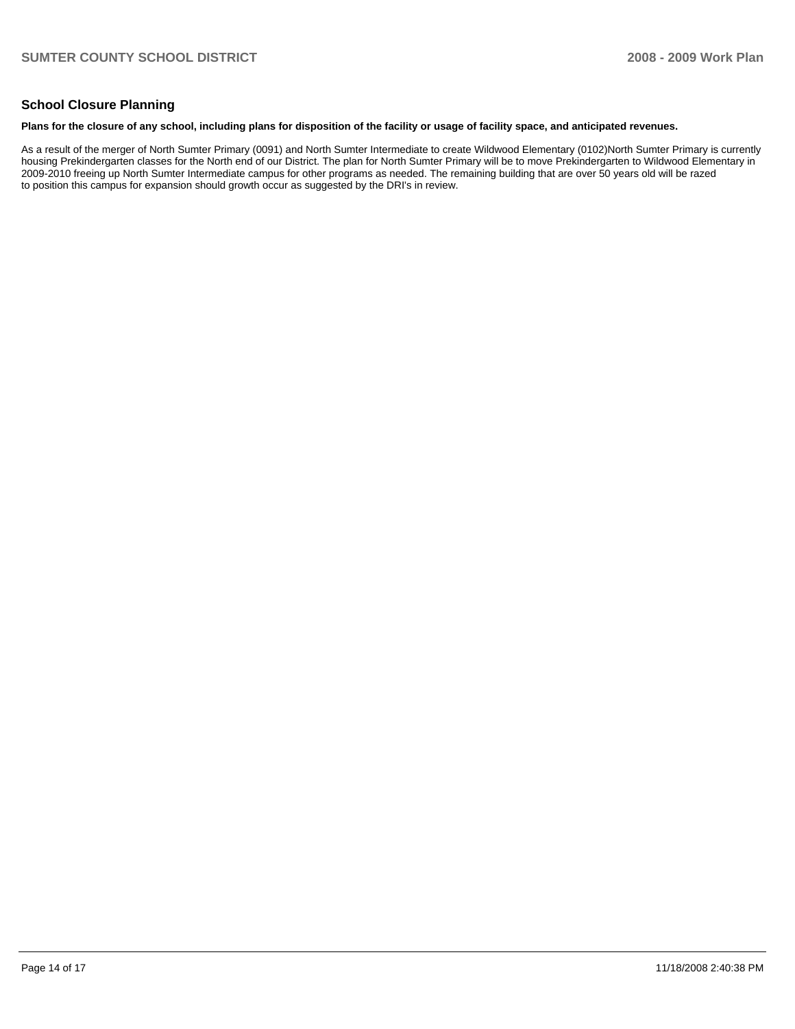## School Closure Planning

**Plans for the closure of any school, including plans for disposition of the facility or usage of facility space, and anticipated revenues.**

As a result of the merger of North Sumter Primary (0091) and North Sumter Intermediate to create Wildwood Elementary (0102)North Sumter Primary is currently housing Prekindergarten classes for the North end of our District. The plan for North Sumter Primary will be to move Prekindergarten to Wildwood Elementary in 2009-2010 freeing up North Sumter Intermediate campus for other programs as needed. The remaining building that are over 50 years old will be razed to position this campus for expansion should growth occur as suggested by the DRI's in review.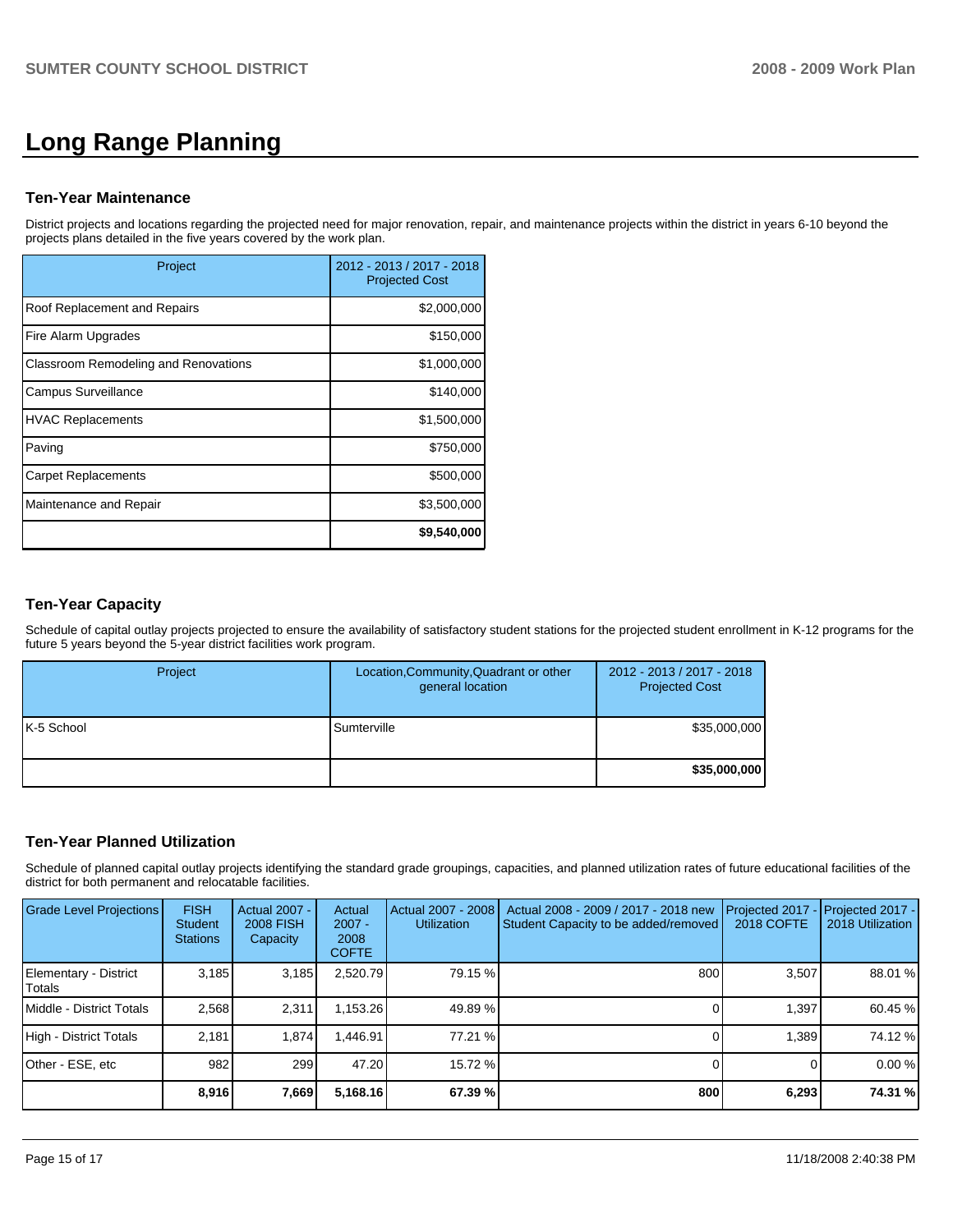# Long Range Planning

### Ten-Year Maintenance

District projects and locations regarding the projected need for major renovation, repair, and maintenance projects within the district in years 6-10 beyond the projects plans detailed in the five years covered by the work plan.

| Project | 2012 - 2013 / 2017 - 2018 Projected Cost |
|---|---|
| Roof Replacement and Repairs | $2,000,000 |
| Fire Alarm Upgrades | $150,000 |
| Classroom Remodeling and Renovations | $1,000,000 |
| Campus Surveillance | $140,000 |
| HVAC Replacements | $1,500,000 |
| Paving | $750,000 |
| Carpet Replacements | $500,000 |
| Maintenance and Repair | $3,500,000 |
| | **$9,540,000** |

### Ten-Year Capacity

Schedule of capital outlay projects projected to ensure the availability of satisfactory student stations for the projected student enrollment in K-12 programs for the future 5 years beyond the 5-year district facilities work program.

| Project | Location,Community,Quadrant or other general location | 2012 - 2013 / 2017 - 2018 Projected Cost |
|---|---|---|
| K-5 School | Sumterville | $35,000,000 |
| | | **$35,000,000** |

### Ten-Year Planned Utilization

Schedule of planned capital outlay projects identifying the standard grade groupings, capacities, and planned utilization rates of future educational facilities of the district for both permanent and relocatable facilities.

| Grade Level Projections | FISH Student Stations | Actual 2007 - 2008 FISH Capacity | Actual 2007 - 2008 COFTE | Actual 2007 - 2008 Utilization | Actual 2008 - 2009 / 2017 - 2018 new Student Capacity to be added/removed | Projected 2017 - 2018 COFTE | Projected 2017 - 2018 Utilization |
|---|---|---|---|---|---|---|---|
| Elementary - District Totals | 3,185 | 3,185 | 2,520.79 | 79.15 % | 800 | 3,507 | 88.01 % |
| Middle - District Totals | 2,568 | 2,311 | 1,153.26 | 49.89 % | 0 | 1,397 | 60.45 % |
| High - District Totals | 2,181 | 1,874 | 1,446.91 | 77.21 % | 0 | 1,389 | 74.12 % |
| Other - ESE, etc | 982 | 299 | 47.20 | 15.72 % | 0 | 0 | 0.00 % |
| | **8,916** | **7,669** | **5,168.16** | **67.39 %** | **800** | **6,293** | **74.31 %** |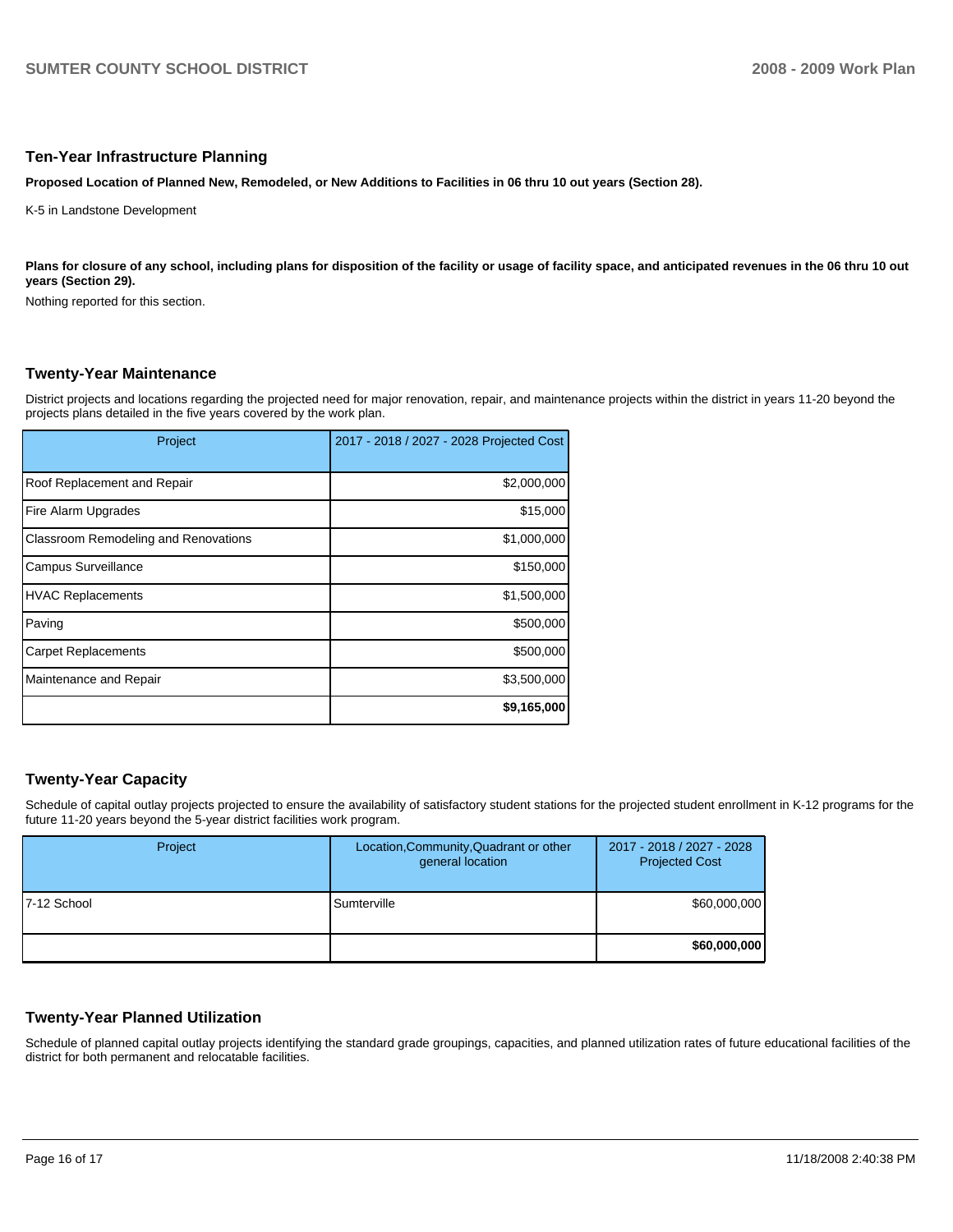## Ten-Year Infrastructure Planning

**Proposed Location of Planned New, Remodeled, or New Additions to Facilities in 06 thru 10 out years (Section 28).**

K-5 in Landstone Development

**Plans for closure of any school, including plans for disposition of the facility or usage of facility space, and anticipated revenues in the 06 thru 10 out years (Section 29).**

Nothing reported for this section.

## Twenty-Year Maintenance

District projects and locations regarding the projected need for major renovation, repair, and maintenance projects within the district in years 11-20 beyond the projects plans detailed in the five years covered by the work plan.

| Project | 2017 - 2018 / 2027 - 2028 Projected Cost |
|---|---|
| Roof Replacement and Repair | $2,000,000 |
| Fire Alarm Upgrades | $15,000 |
| Classroom Remodeling and Renovations | $1,000,000 |
| Campus Surveillance | $150,000 |
| HVAC Replacements | $1,500,000 |
| Paving | $500,000 |
| Carpet Replacements | $500,000 |
| Maintenance and Repair | $3,500,000 |
| | **$9,165,000** |

## Twenty-Year Capacity

Schedule of capital outlay projects projected to ensure the availability of satisfactory student stations for the projected student enrollment in K-12 programs for the future 11-20 years beyond the 5-year district facilities work program.

| Project | Location,Community,Quadrant or other general location | 2017 - 2018 / 2027 - 2028 Projected Cost |
|---|---|---|
| 7-12 School | Sumterville | $60,000,000 |
| | | **$60,000,000** |

## Twenty-Year Planned Utilization

Schedule of planned capital outlay projects identifying the standard grade groupings, capacities, and planned utilization rates of future educational facilities of the district for both permanent and relocatable facilities.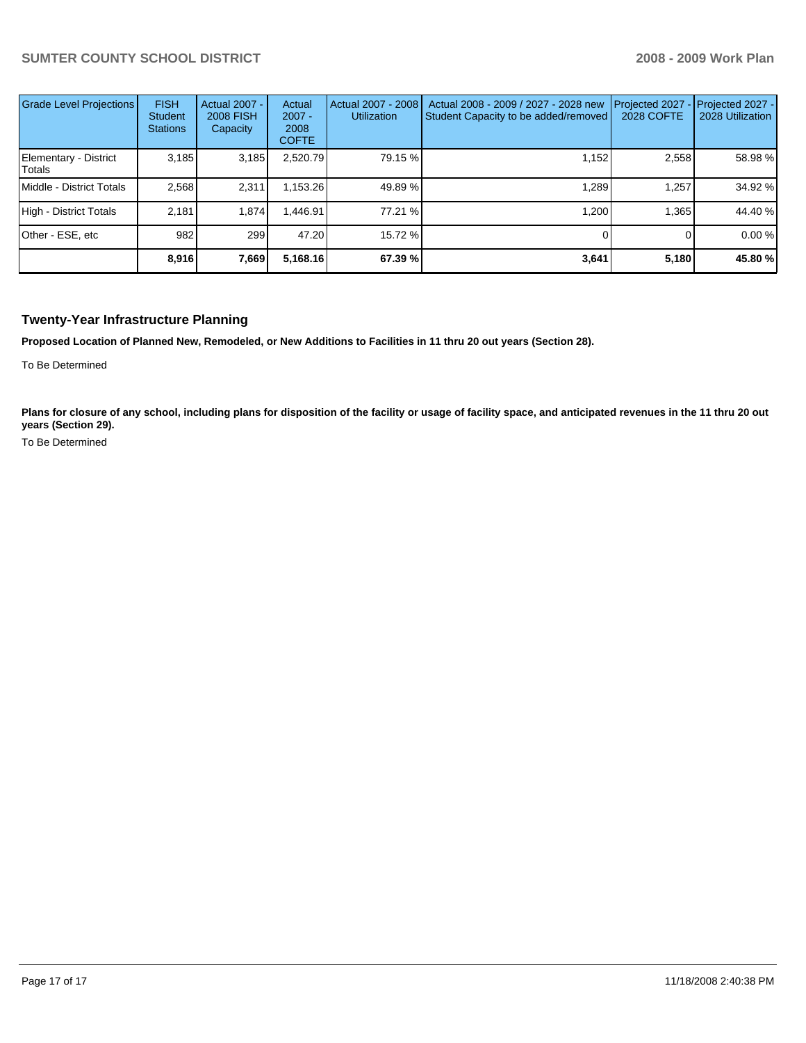| Grade Level Projections | FISH Student Stations | Actual 2007 - 2008 FISH Capacity | Actual 2007 - 2008 COFTE | Actual 2007 - 2008 Utilization | Actual 2008 - 2009 / 2027 - 2028 new Student Capacity to be added/removed | Projected 2027 - 2028 COFTE | Projected 2027 - 2028 Utilization |
|---|---|---|---|---|---|---|---|
| Elementary - District Totals | 3,185 | 3,185 | 2,520.79 | 79.15 % | 1,152 | 2,558 | 58.98 % |
| Middle - District Totals | 2,568 | 2,311 | 1,153.26 | 49.89 % | 1,289 | 1,257 | 34.92 % |
| High - District Totals | 2,181 | 1,874 | 1,446.91 | 77.21 % | 1,200 | 1,365 | 44.40 % |
| Other - ESE, etc | 982 | 299 | 47.20 | 15.72 % | 0 | 0 | 0.00 % |
| | **8,916** | **7,669** | **5,168.16** | **67.39 %** | **3,641** | **5,180** | **45.80 %** |

## Twenty-Year Infrastructure Planning

**Proposed Location of Planned New, Remodeled, or New Additions to Facilities in 11 thru 20 out years (Section 28).**

To Be Determined

**Plans for closure of any school, including plans for disposition of the facility or usage of facility space, and anticipated revenues in the 11 thru 20 out years (Section 29).**

To Be Determined